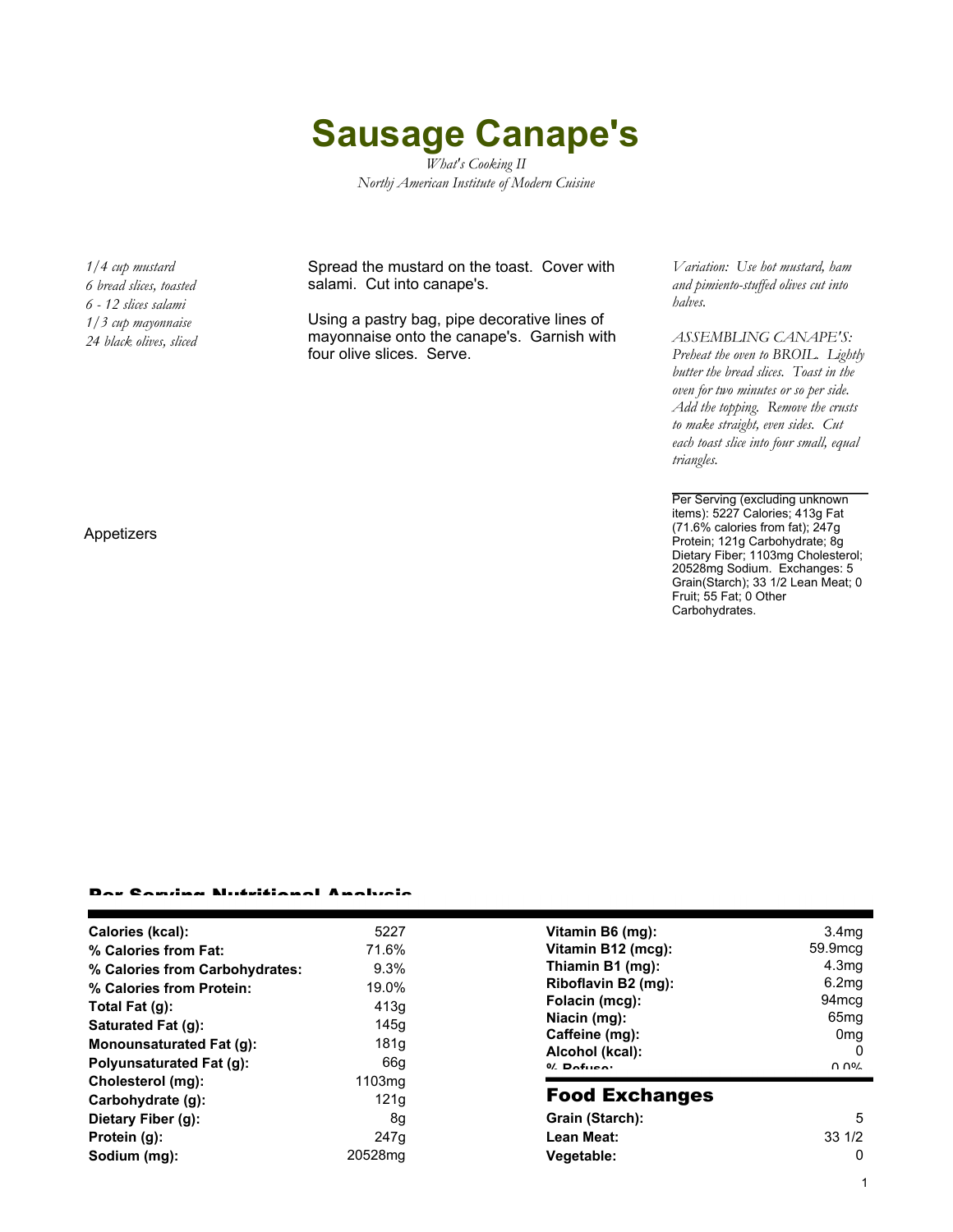# Sausage Canape's

*What's Cooking II*
*Northj American Institute of Modern Cuisine*

*1/4 cup mustard*
*6 bread slices, toasted*
*6 - 12 slices salami*
*1/3 cup mayonnaise*
*24 black olives, sliced*

Spread the mustard on the toast. Cover with salami. Cut into canape's.

Using a pastry bag, pipe decorative lines of mayonnaise onto the canape's. Garnish with four olive slices. Serve.

*Variation: Use hot mustard, ham and pimiento-stuffed olives cut into halves.*

*ASSEMBLING CANAPE'S: Preheat the oven to BROIL. Lightly butter the bread slices. Toast in the oven for two minutes or so per side. Add the topping. Remove the crusts to make straight, even sides. Cut each toast slice into four small, equal triangles.*

Per Serving (excluding unknown items): 5227 Calories; 413g Fat (71.6% calories from fat); 247g Protein; 121g Carbohydrate; 8g Dietary Fiber; 1103mg Cholesterol; 20528mg Sodium. Exchanges: 5 Grain(Starch); 33 1/2 Lean Meat; 0 Fruit; 55 Fat; 0 Other Carbohydrates.

Appetizers

## Per Serving Nutritional Analysis

| | |
|---|---|
| **Calories (kcal):** | 5227 |
| **% Calories from Fat:** | 71.6% |
| **% Calories from Carbohydrates:** | 9.3% |
| **% Calories from Protein:** | 19.0% |
| **Total Fat (g):** | 413g |
| **Saturated Fat (g):** | 145g |
| **Monounsaturated Fat (g):** | 181g |
| **Polyunsaturated Fat (g):** | 66g |
| **Cholesterol (mg):** | 1103mg |
| **Carbohydrate (g):** | 121g |
| **Dietary Fiber (g):** | 8g |
| **Protein (g):** | 247g |
| **Sodium (mg):** | 20528mg |

| | |
|---|---|
| **Vitamin B6 (mg):** | 3.4mg |
| **Vitamin B12 (mcg):** | 59.9mcg |
| **Thiamin B1 (mg):** | 4.3mg |
| **Riboflavin B2 (mg):** | 6.2mg |
| **Folacin (mcg):** | 94mcg |
| **Niacin (mg):** | 65mg |
| **Caffeine (mg):** | 0mg |
| **Alcohol (kcal):** | 0 |
| **% Refuse:** | 0.0% |

## Food Exchanges

| | |
|---|---|
| **Grain (Starch):** | 5 |
| **Lean Meat:** | 33 1/2 |
| **Vegetable:** | 0 |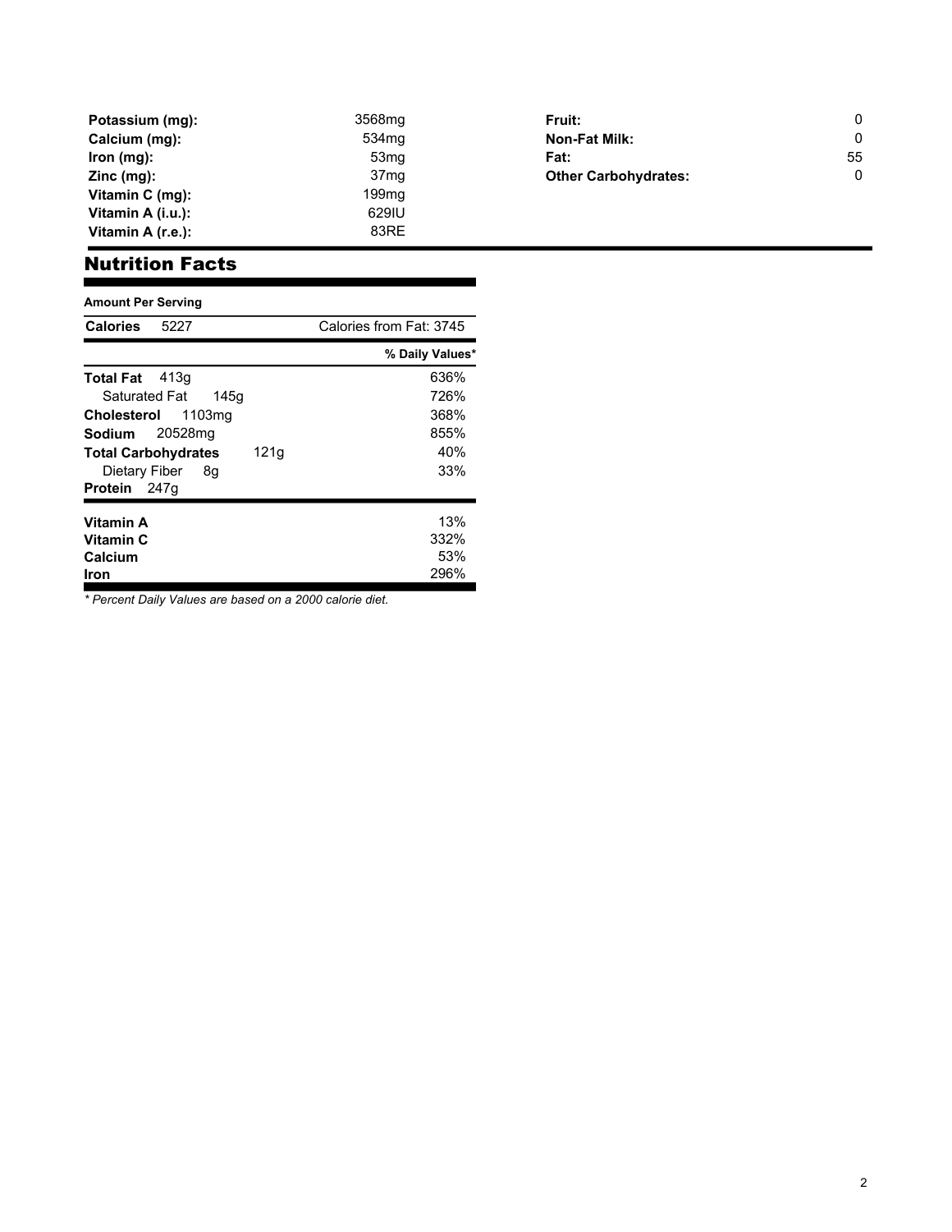| | | | |
|---|---|---|---|
| **Potassium (mg):** | 3568mg | **Fruit:** | 0 |
| **Calcium (mg):** | 534mg | **Non-Fat Milk:** | 0 |
| **Iron (mg):** | 53mg | **Fat:** | 55 |
| **Zinc (mg):** | 37mg | **Other Carbohydrates:** | 0 |
| **Vitamin C (mg):** | 199mg | | |
| **Vitamin A (i.u.):** | 629IU | | |
| **Vitamin A (r.e.):** | 83RE | | |

## Nutrition Facts

**Amount Per Serving**

| **Calories** 5227 | Calories from Fat: 3745 |
|---|---|
| | **% Daily Values*** |
| **Total Fat** 413g | 636% |
| Saturated Fat 145g | 726% |
| **Cholesterol** 1103mg | 368% |
| **Sodium** 20528mg | 855% |
| **Total Carbohydrates** 121g | 40% |
| Dietary Fiber 8g | 33% |
| **Protein** 247g | |
| **Vitamin A** | 13% |
| **Vitamin C** | 332% |
| **Calcium** | 53% |
| **Iron** | 296% |

*\* Percent Daily Values are based on a 2000 calorie diet.*